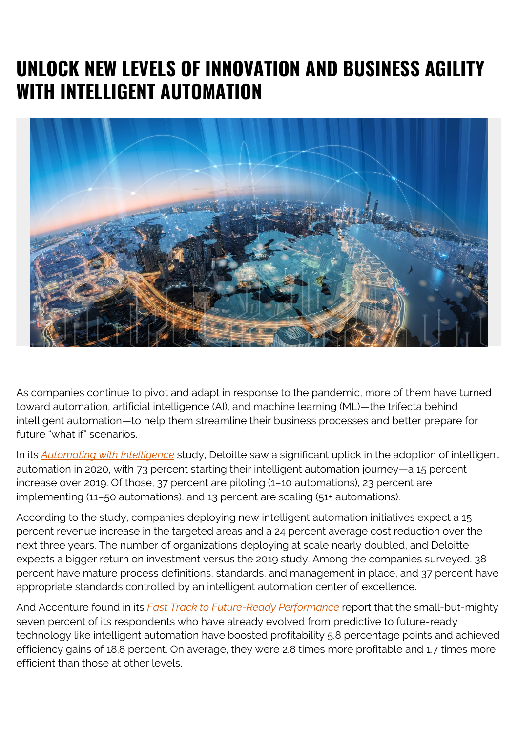# UNLOCK NEW LEVELS OF INNOVATION AND BUSINESS AGILITY WITH INTELLIGENT AUTOMATION

As companies continue to pivot and adapt in response to the pandemic, more of them have turned toward automation, artificial intelligence (AI), and machine learning (ML)—the trifecta behind intelligent automation—to help them streamline their business processes and better prepare for future "what if" scenarios.

In its *Automating with Intelligence* study, Deloitte saw a significant uptick in the adoption of intelligent automation in 2020, with 73 percent starting their intelligent automation journey—a 15 percent increase over 2019. Of those, 37 percent are piloting (1–10 automations), 23 percent are implementing (11–50 automations), and 13 percent are scaling (51+ automations).

According to the study, companies deploying new intelligent automation initiatives expect a 15 percent revenue increase in the targeted areas and a 24 percent average cost reduction over the next three years. The number of organizations deploying at scale nearly doubled, and Deloitte expects a bigger return on investment versus the 2019 study. Among the companies surveyed, 38 percent have mature process definitions, standards, and management in place, and 37 percent have appropriate standards controlled by an intelligent automation center of excellence.

And Accenture found in its *Fast Track to Future-Ready Performance* report that the small-but-mighty seven percent of its respondents who have already evolved from predictive to future-ready technology like intelligent automation have boosted profitability 5.8 percentage points and achieved efficiency gains of 18.8 percent. On average, they were 2.8 times more profitable and 1.7 times more efficient than those at other levels.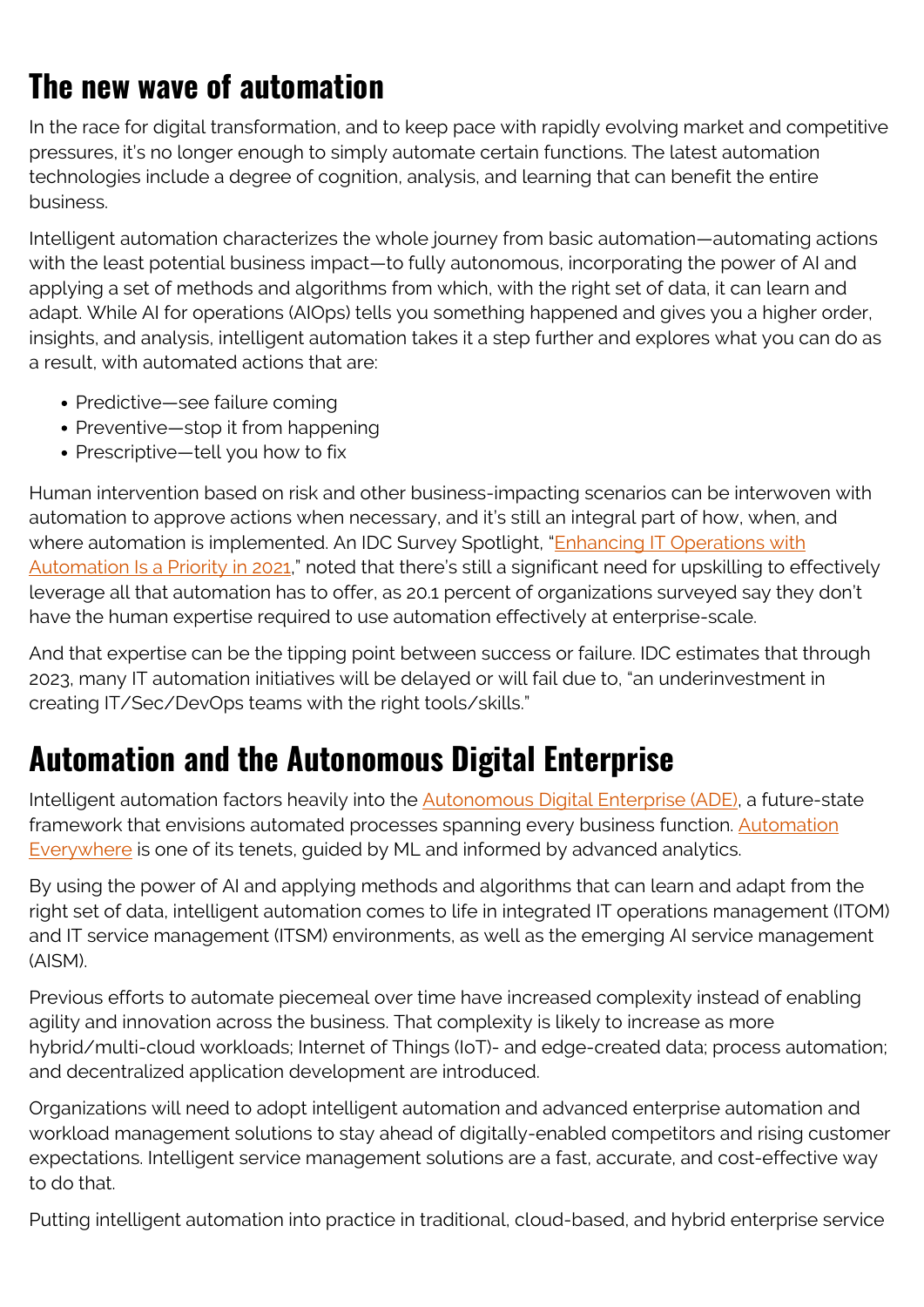## The new wave of automation

In the race for digital transformation, and to keep pace with rapidly evolving market and competitive pressures, it's no longer enough to simply automate certain functions. The latest automation technologies include a degree of cognition, analysis, and learning that can benefit the entire business.

Intelligent automation characterizes the whole journey from basic automation—automating actions with the least potential business impact—to fully autonomous, incorporating the power of AI and applying a set of methods and algorithms from which, with the right set of data, it can learn and adapt. While AI for operations (AIOps) tells you something happened and gives you a higher order, insights, and analysis, intelligent automation takes it a step further and explores what you can do as a result, with automated actions that are:

- Predictive—see failure coming
- Preventive—stop it from happening
- Prescriptive—tell you how to fix

Human intervention based on risk and other business-impacting scenarios can be interwoven with automation to approve actions when necessary, and it's still an integral part of how, when, and where automation is implemented. An IDC Survey Spotlight, "[Enhancing IT Operations with Automation Is a Priority in 2021](#)," noted that there's still a significant need for upskilling to effectively leverage all that automation has to offer, as 20.1 percent of organizations surveyed say they don't have the human expertise required to use automation effectively at enterprise-scale.

And that expertise can be the tipping point between success or failure. IDC estimates that through 2023, many IT automation initiatives will be delayed or will fail due to, "an underinvestment in creating IT/Sec/DevOps teams with the right tools/skills."

## Automation and the Autonomous Digital Enterprise

Intelligent automation factors heavily into the [Autonomous Digital Enterprise (ADE)](#), a future-state framework that envisions automated processes spanning every business function. [Automation Everywhere](#) is one of its tenets, guided by ML and informed by advanced analytics.

By using the power of AI and applying methods and algorithms that can learn and adapt from the right set of data, intelligent automation comes to life in integrated IT operations management (ITOM) and IT service management (ITSM) environments, as well as the emerging AI service management (AISM).

Previous efforts to automate piecemeal over time have increased complexity instead of enabling agility and innovation across the business. That complexity is likely to increase as more hybrid/multi-cloud workloads; Internet of Things (IoT)- and edge-created data; process automation; and decentralized application development are introduced.

Organizations will need to adopt intelligent automation and advanced enterprise automation and workload management solutions to stay ahead of digitally-enabled competitors and rising customer expectations. Intelligent service management solutions are a fast, accurate, and cost-effective way to do that.

Putting intelligent automation into practice in traditional, cloud-based, and hybrid enterprise service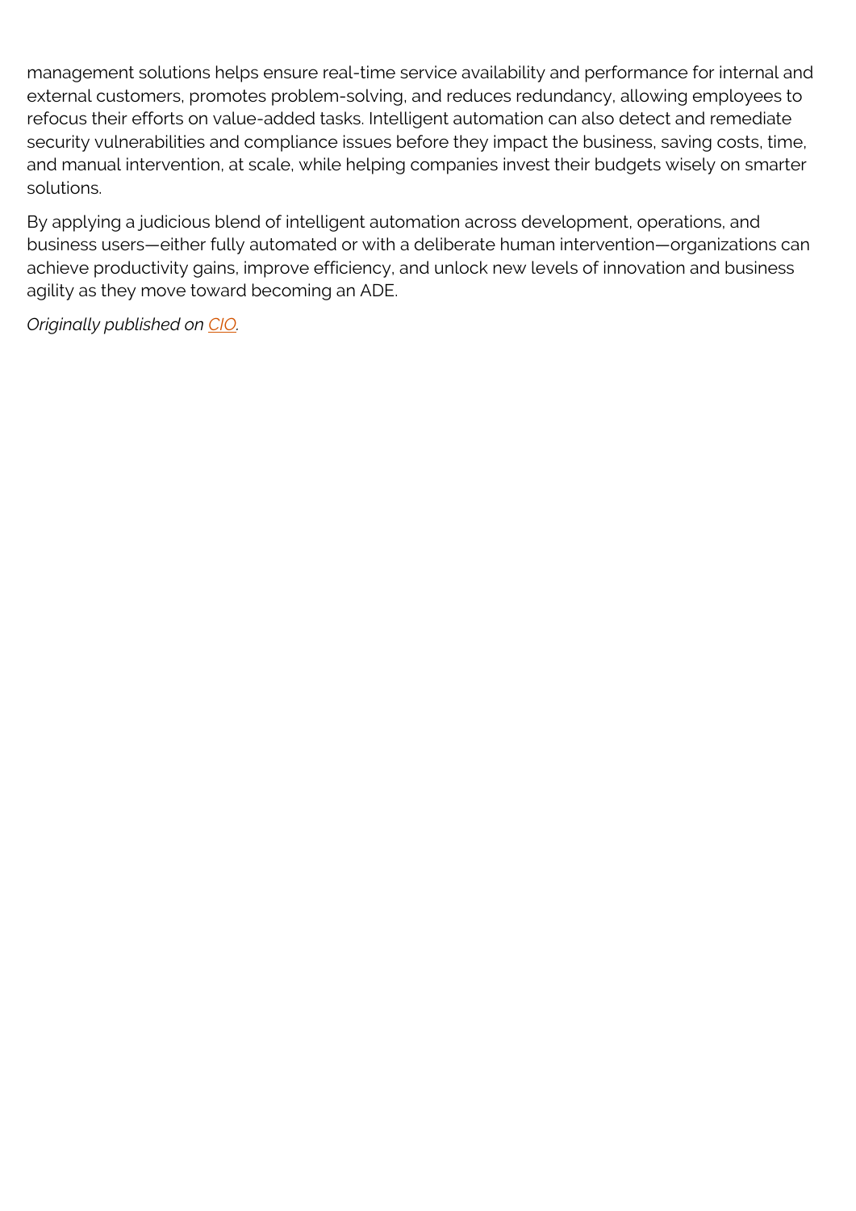management solutions helps ensure real-time service availability and performance for internal and external customers, promotes problem-solving, and reduces redundancy, allowing employees to refocus their efforts on value-added tasks. Intelligent automation can also detect and remediate security vulnerabilities and compliance issues before they impact the business, saving costs, time, and manual intervention, at scale, while helping companies invest their budgets wisely on smarter solutions.

By applying a judicious blend of intelligent automation across development, operations, and business users—either fully automated or with a deliberate human intervention—organizations can achieve productivity gains, improve efficiency, and unlock new levels of innovation and business agility as they move toward becoming an ADE.

*Originally published on [CIO](CIO).*